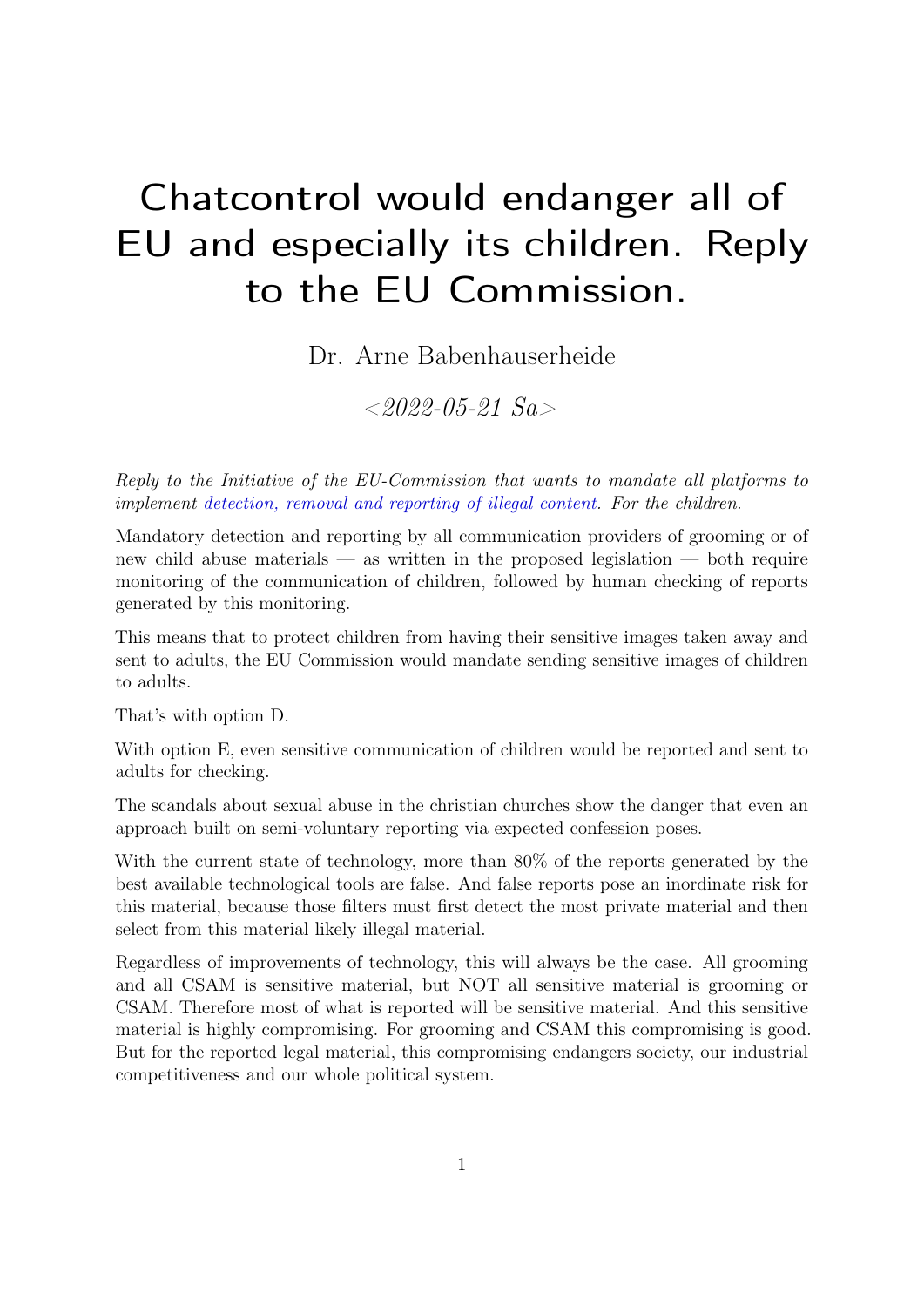# Chatcontrol would endanger all of EU and especially its children. Reply to the EU Commission.

Dr. Arne Babenhauserheide

*<2022-05-21 Sa>*

*Reply to the Initiative of the EU-Commission that wants to mandate all platforms to implement detection, removal and reporting of illegal content. For the children.*

Mandatory detection and reporting by all communication providers of grooming or of new child abuse materials — as written in the proposed legislation — both require monitoring of the communication of children, followed by human checking of reports generated by this monitoring.

This means that to protect children from having their sensitive images taken away and sent to adults, the EU Commission would mandate sending sensitive images of children to adults.

That's with option D.

With option E, even sensitive communication of children would be reported and sent to adults for checking.

The scandals about sexual abuse in the christian churches show the danger that even an approach built on semi-voluntary reporting via expected confession poses.

With the current state of technology, more than 80% of the reports generated by the best available technological tools are false. And false reports pose an inordinate risk for this material, because those filters must first detect the most private material and then select from this material likely illegal material.

Regardless of improvements of technology, this will always be the case. All grooming and all CSAM is sensitive material, but NOT all sensitive material is grooming or CSAM. Therefore most of what is reported will be sensitive material. And this sensitive material is highly compromising. For grooming and CSAM this compromising is good. But for the reported legal material, this compromising endangers society, our industrial competitiveness and our whole political system.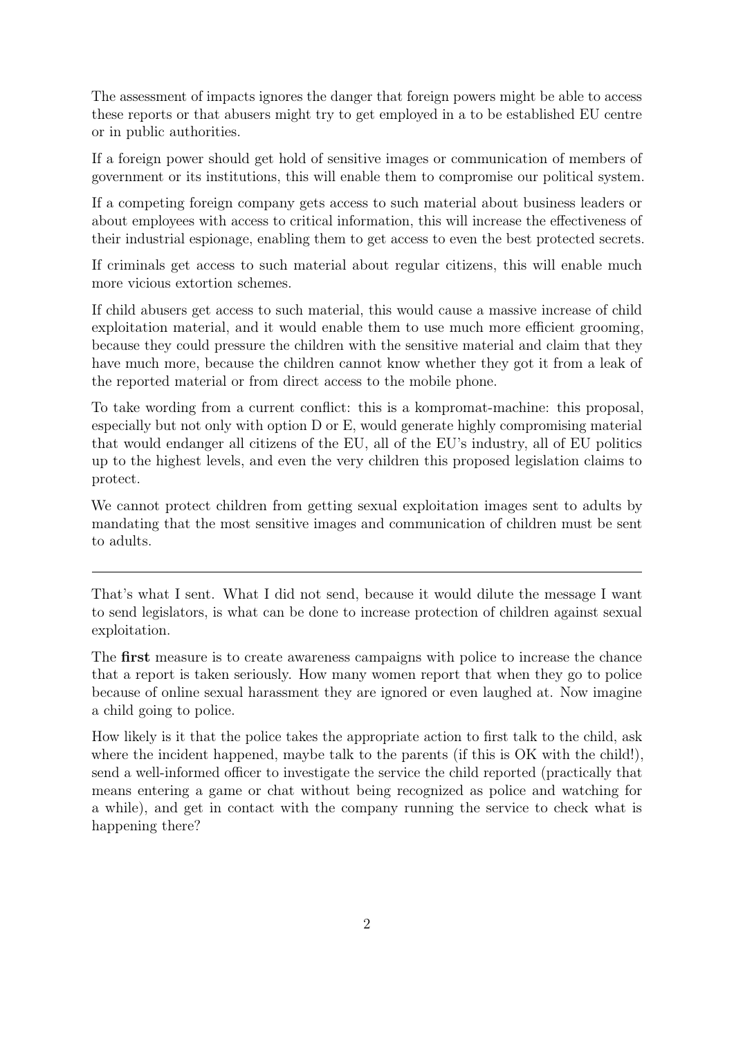The assessment of impacts ignores the danger that foreign powers might be able to access these reports or that abusers might try to get employed in a to be established EU centre or in public authorities.

If a foreign power should get hold of sensitive images or communication of members of government or its institutions, this will enable them to compromise our political system.

If a competing foreign company gets access to such material about business leaders or about employees with access to critical information, this will increase the effectiveness of their industrial espionage, enabling them to get access to even the best protected secrets.

If criminals get access to such material about regular citizens, this will enable much more vicious extortion schemes.

If child abusers get access to such material, this would cause a massive increase of child exploitation material, and it would enable them to use much more efficient grooming, because they could pressure the children with the sensitive material and claim that they have much more, because the children cannot know whether they got it from a leak of the reported material or from direct access to the mobile phone.

To take wording from a current conflict: this is a kompromat-machine: this proposal, especially but not only with option D or E, would generate highly compromising material that would endanger all citizens of the EU, all of the EU's industry, all of EU politics up to the highest levels, and even the very children this proposed legislation claims to protect.

We cannot protect children from getting sexual exploitation images sent to adults by mandating that the most sensitive images and communication of children must be sent to adults.

---

That's what I sent. What I did not send, because it would dilute the message I want to send legislators, is what can be done to increase protection of children against sexual exploitation.

The **first** measure is to create awareness campaigns with police to increase the chance that a report is taken seriously. How many women report that when they go to police because of online sexual harassment they are ignored or even laughed at. Now imagine a child going to police.

How likely is it that the police takes the appropriate action to first talk to the child, ask where the incident happened, maybe talk to the parents (if this is OK with the child!), send a well-informed officer to investigate the service the child reported (practically that means entering a game or chat without being recognized as police and watching for a while), and get in contact with the company running the service to check what is happening there?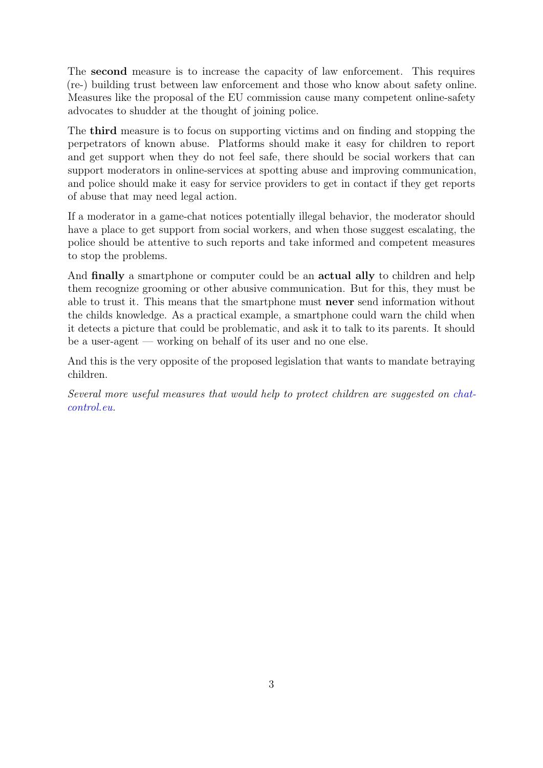The **second** measure is to increase the capacity of law enforcement. This requires (re-) building trust between law enforcement and those who know about safety online. Measures like the proposal of the EU commission cause many competent online-safety advocates to shudder at the thought of joining police.

The **third** measure is to focus on supporting victims and on finding and stopping the perpetrators of known abuse. Platforms should make it easy for children to report and get support when they do not feel safe, there should be social workers that can support moderators in online-services at spotting abuse and improving communication, and police should make it easy for service providers to get in contact if they get reports of abuse that may need legal action.

If a moderator in a game-chat notices potentially illegal behavior, the moderator should have a place to get support from social workers, and when those suggest escalating, the police should be attentive to such reports and take informed and competent measures to stop the problems.

And **finally** a smartphone or computer could be an **actual ally** to children and help them recognize grooming or other abusive communication. But for this, they must be able to trust it. This means that the smartphone must **never** send information without the childs knowledge. As a practical example, a smartphone could warn the child when it detects a picture that could be problematic, and ask it to talk to its parents. It should be a user-agent — working on behalf of its user and no one else.

And this is the very opposite of the proposed legislation that wants to mandate betraying children.

*Several more useful measures that would help to protect children are suggested on [chat-control.eu](https://chat-control.eu).*